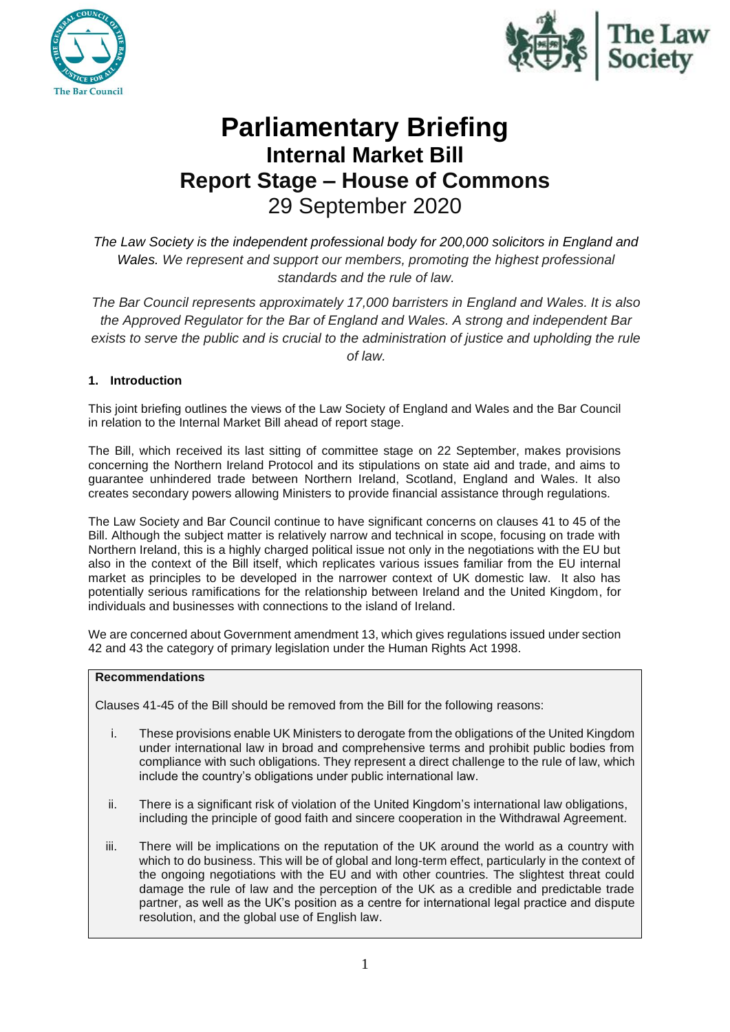# Parliamentary Briefing
## Internal Market Bill
## Report Stage – House of Commons
29 September 2020

*The Law Society is the independent professional body for 200,000 solicitors in England and Wales. We represent and support our members, promoting the highest professional standards and the rule of law.*

*The Bar Council represents approximately 17,000 barristers in England and Wales. It is also the Approved Regulator for the Bar of England and Wales. A strong and independent Bar exists to serve the public and is crucial to the administration of justice and upholding the rule of law.*

### 1. Introduction

This joint briefing outlines the views of the Law Society of England and Wales and the Bar Council in relation to the Internal Market Bill ahead of report stage.

The Bill, which received its last sitting of committee stage on 22 September, makes provisions concerning the Northern Ireland Protocol and its stipulations on state aid and trade, and aims to guarantee unhindered trade between Northern Ireland, Scotland, England and Wales. It also creates secondary powers allowing Ministers to provide financial assistance through regulations.

The Law Society and Bar Council continue to have significant concerns on clauses 41 to 45 of the Bill. Although the subject matter is relatively narrow and technical in scope, focusing on trade with Northern Ireland, this is a highly charged political issue not only in the negotiations with the EU but also in the context of the Bill itself, which replicates various issues familiar from the EU internal market as principles to be developed in the narrower context of UK domestic law. It also has potentially serious ramifications for the relationship between Ireland and the United Kingdom, for individuals and businesses with connections to the island of Ireland.

We are concerned about Government amendment 13, which gives regulations issued under section 42 and 43 the category of primary legislation under the Human Rights Act 1998.

**Recommendations**

Clauses 41-45 of the Bill should be removed from the Bill for the following reasons:

i. These provisions enable UK Ministers to derogate from the obligations of the United Kingdom under international law in broad and comprehensive terms and prohibit public bodies from compliance with such obligations. They represent a direct challenge to the rule of law, which include the country's obligations under public international law.

ii. There is a significant risk of violation of the United Kingdom's international law obligations, including the principle of good faith and sincere cooperation in the Withdrawal Agreement.

iii. There will be implications on the reputation of the UK around the world as a country with which to do business. This will be of global and long-term effect, particularly in the context of the ongoing negotiations with the EU and with other countries. The slightest threat could damage the rule of law and the perception of the UK as a credible and predictable trade partner, as well as the UK's position as a centre for international legal practice and dispute resolution, and the global use of English law.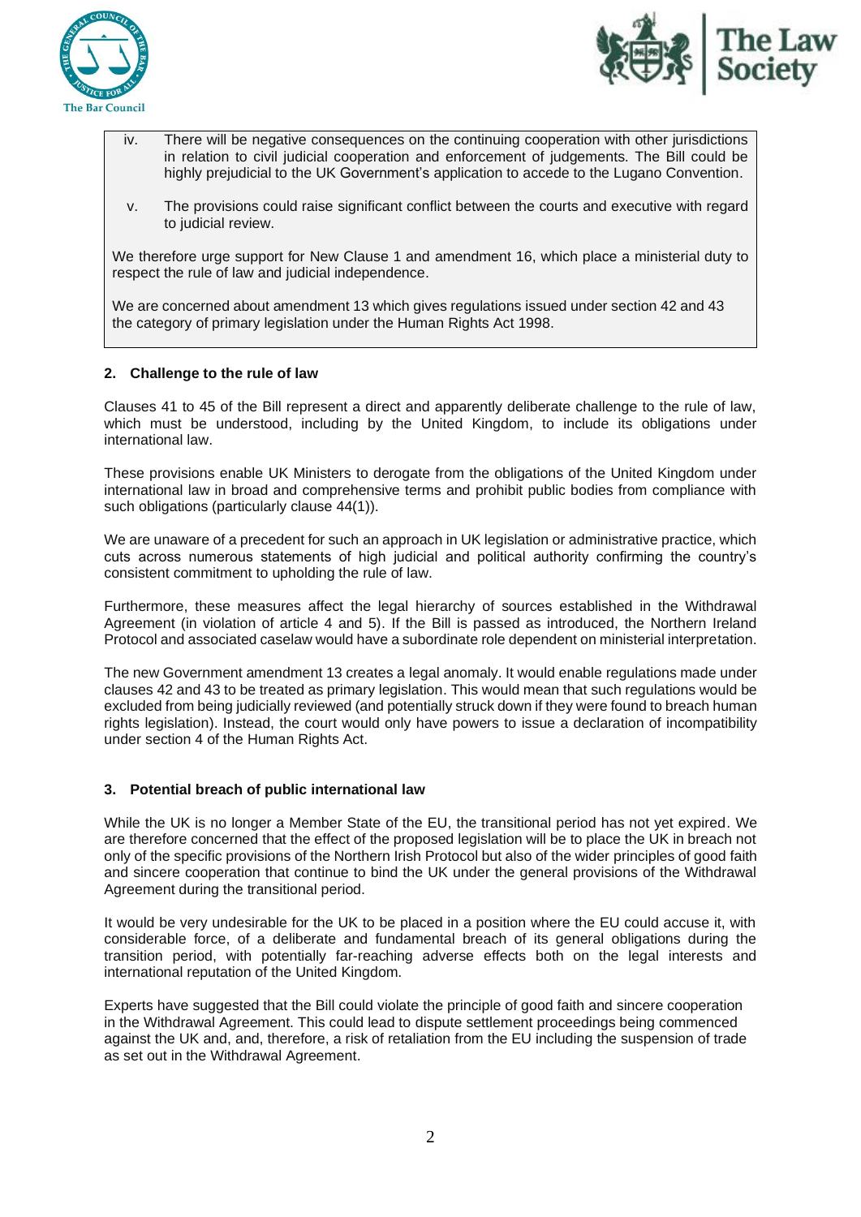iv. There will be negative consequences on the continuing cooperation with other jurisdictions in relation to civil judicial cooperation and enforcement of judgements. The Bill could be highly prejudicial to the UK Government's application to accede to the Lugano Convention.

v. The provisions could raise significant conflict between the courts and executive with regard to judicial review.

We therefore urge support for New Clause 1 and amendment 16, which place a ministerial duty to respect the rule of law and judicial independence.

We are concerned about amendment 13 which gives regulations issued under section 42 and 43 the category of primary legislation under the Human Rights Act 1998.

## 2. Challenge to the rule of law

Clauses 41 to 45 of the Bill represent a direct and apparently deliberate challenge to the rule of law, which must be understood, including by the United Kingdom, to include its obligations under international law.

These provisions enable UK Ministers to derogate from the obligations of the United Kingdom under international law in broad and comprehensive terms and prohibit public bodies from compliance with such obligations (particularly clause 44(1)).

We are unaware of a precedent for such an approach in UK legislation or administrative practice, which cuts across numerous statements of high judicial and political authority confirming the country's consistent commitment to upholding the rule of law.

Furthermore, these measures affect the legal hierarchy of sources established in the Withdrawal Agreement (in violation of article 4 and 5). If the Bill is passed as introduced, the Northern Ireland Protocol and associated caselaw would have a subordinate role dependent on ministerial interpretation.

The new Government amendment 13 creates a legal anomaly. It would enable regulations made under clauses 42 and 43 to be treated as primary legislation. This would mean that such regulations would be excluded from being judicially reviewed (and potentially struck down if they were found to breach human rights legislation). Instead, the court would only have powers to issue a declaration of incompatibility under section 4 of the Human Rights Act.

## 3. Potential breach of public international law

While the UK is no longer a Member State of the EU, the transitional period has not yet expired. We are therefore concerned that the effect of the proposed legislation will be to place the UK in breach not only of the specific provisions of the Northern Irish Protocol but also of the wider principles of good faith and sincere cooperation that continue to bind the UK under the general provisions of the Withdrawal Agreement during the transitional period.

It would be very undesirable for the UK to be placed in a position where the EU could accuse it, with considerable force, of a deliberate and fundamental breach of its general obligations during the transition period, with potentially far-reaching adverse effects both on the legal interests and international reputation of the United Kingdom.

Experts have suggested that the Bill could violate the principle of good faith and sincere cooperation in the Withdrawal Agreement. This could lead to dispute settlement proceedings being commenced against the UK and, and, therefore, a risk of retaliation from the EU including the suspension of trade as set out in the Withdrawal Agreement.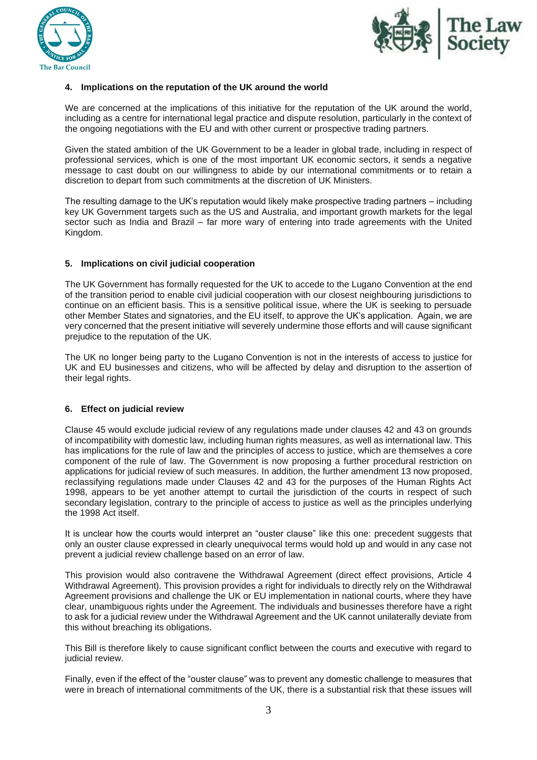#### 4. Implications on the reputation of the UK around the world

We are concerned at the implications of this initiative for the reputation of the UK around the world, including as a centre for international legal practice and dispute resolution, particularly in the context of the ongoing negotiations with the EU and with other current or prospective trading partners.

Given the stated ambition of the UK Government to be a leader in global trade, including in respect of professional services, which is one of the most important UK economic sectors, it sends a negative message to cast doubt on our willingness to abide by our international commitments or to retain a discretion to depart from such commitments at the discretion of UK Ministers.

The resulting damage to the UK's reputation would likely make prospective trading partners – including key UK Government targets such as the US and Australia, and important growth markets for the legal sector such as India and Brazil – far more wary of entering into trade agreements with the United Kingdom.

#### 5. Implications on civil judicial cooperation

The UK Government has formally requested for the UK to accede to the Lugano Convention at the end of the transition period to enable civil judicial cooperation with our closest neighbouring jurisdictions to continue on an efficient basis. This is a sensitive political issue, where the UK is seeking to persuade other Member States and signatories, and the EU itself, to approve the UK's application. Again, we are very concerned that the present initiative will severely undermine those efforts and will cause significant prejudice to the reputation of the UK.

The UK no longer being party to the Lugano Convention is not in the interests of access to justice for UK and EU businesses and citizens, who will be affected by delay and disruption to the assertion of their legal rights.

#### 6. Effect on judicial review

Clause 45 would exclude judicial review of any regulations made under clauses 42 and 43 on grounds of incompatibility with domestic law, including human rights measures, as well as international law. This has implications for the rule of law and the principles of access to justice, which are themselves a core component of the rule of law. The Government is now proposing a further procedural restriction on applications for judicial review of such measures. In addition, the further amendment 13 now proposed, reclassifying regulations made under Clauses 42 and 43 for the purposes of the Human Rights Act 1998, appears to be yet another attempt to curtail the jurisdiction of the courts in respect of such secondary legislation, contrary to the principle of access to justice as well as the principles underlying the 1998 Act itself.

It is unclear how the courts would interpret an "ouster clause" like this one: precedent suggests that only an ouster clause expressed in clearly unequivocal terms would hold up and would in any case not prevent a judicial review challenge based on an error of law.

This provision would also contravene the Withdrawal Agreement (direct effect provisions, Article 4 Withdrawal Agreement). This provision provides a right for individuals to directly rely on the Withdrawal Agreement provisions and challenge the UK or EU implementation in national courts, where they have clear, unambiguous rights under the Agreement. The individuals and businesses therefore have a right to ask for a judicial review under the Withdrawal Agreement and the UK cannot unilaterally deviate from this without breaching its obligations.

This Bill is therefore likely to cause significant conflict between the courts and executive with regard to judicial review.

Finally, even if the effect of the "ouster clause" was to prevent any domestic challenge to measures that were in breach of international commitments of the UK, there is a substantial risk that these issues will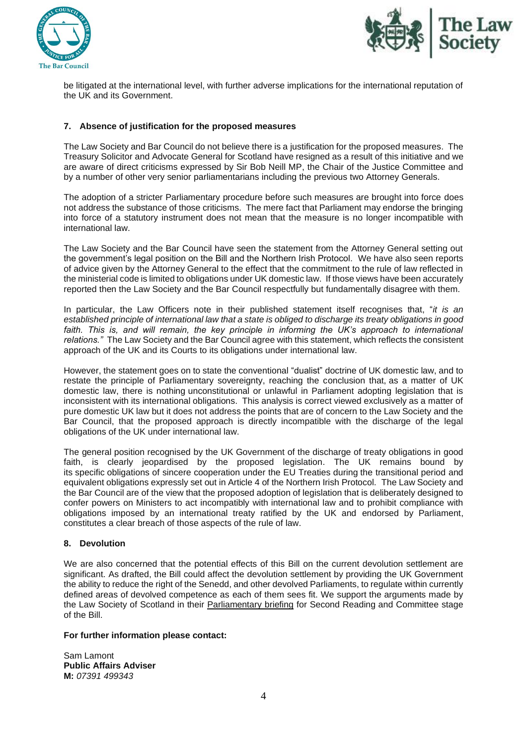be litigated at the international level, with further adverse implications for the international reputation of the UK and its Government.

**7. Absence of justification for the proposed measures**

The Law Society and Bar Council do not believe there is a justification for the proposed measures. The Treasury Solicitor and Advocate General for Scotland have resigned as a result of this initiative and we are aware of direct criticisms expressed by Sir Bob Neill MP, the Chair of the Justice Committee and by a number of other very senior parliamentarians including the previous two Attorney Generals.

The adoption of a stricter Parliamentary procedure before such measures are brought into force does not address the substance of those criticisms. The mere fact that Parliament may endorse the bringing into force of a statutory instrument does not mean that the measure is no longer incompatible with international law.

The Law Society and the Bar Council have seen the statement from the Attorney General setting out the government's legal position on the Bill and the Northern Irish Protocol. We have also seen reports of advice given by the Attorney General to the effect that the commitment to the rule of law reflected in the ministerial code is limited to obligations under UK domestic law. If those views have been accurately reported then the Law Society and the Bar Council respectfully but fundamentally disagree with them.

In particular, the Law Officers note in their published statement itself recognises that, "*it is an established principle of international law that a state is obliged to discharge its treaty obligations in good faith. This is, and will remain, the key principle in informing the UK's approach to international relations."* The Law Society and the Bar Council agree with this statement, which reflects the consistent approach of the UK and its Courts to its obligations under international law.

However, the statement goes on to state the conventional "dualist" doctrine of UK domestic law, and to restate the principle of Parliamentary sovereignty, reaching the conclusion that, as a matter of UK domestic law, there is nothing unconstitutional or unlawful in Parliament adopting legislation that is inconsistent with its international obligations. This analysis is correct viewed exclusively as a matter of pure domestic UK law but it does not address the points that are of concern to the Law Society and the Bar Council, that the proposed approach is directly incompatible with the discharge of the legal obligations of the UK under international law.

The general position recognised by the UK Government of the discharge of treaty obligations in good faith, is clearly jeopardised by the proposed legislation. The UK remains bound by its specific obligations of sincere cooperation under the EU Treaties during the transitional period and equivalent obligations expressly set out in Article 4 of the Northern Irish Protocol. The Law Society and the Bar Council are of the view that the proposed adoption of legislation that is deliberately designed to confer powers on Ministers to act incompatibly with international law and to prohibit compliance with obligations imposed by an international treaty ratified by the UK and endorsed by Parliament, constitutes a clear breach of those aspects of the rule of law.

**8. Devolution**

We are also concerned that the potential effects of this Bill on the current devolution settlement are significant. As drafted, the Bill could affect the devolution settlement by providing the UK Government the ability to reduce the right of the Senedd, and other devolved Parliaments, to regulate within currently defined areas of devolved competence as each of them sees fit. We support the arguments made by the Law Society of Scotland in their Parliamentary briefing for Second Reading and Committee stage of the Bill.

**For further information please contact:**

Sam Lamont
**Public Affairs Adviser**
**M:** *07391 499343*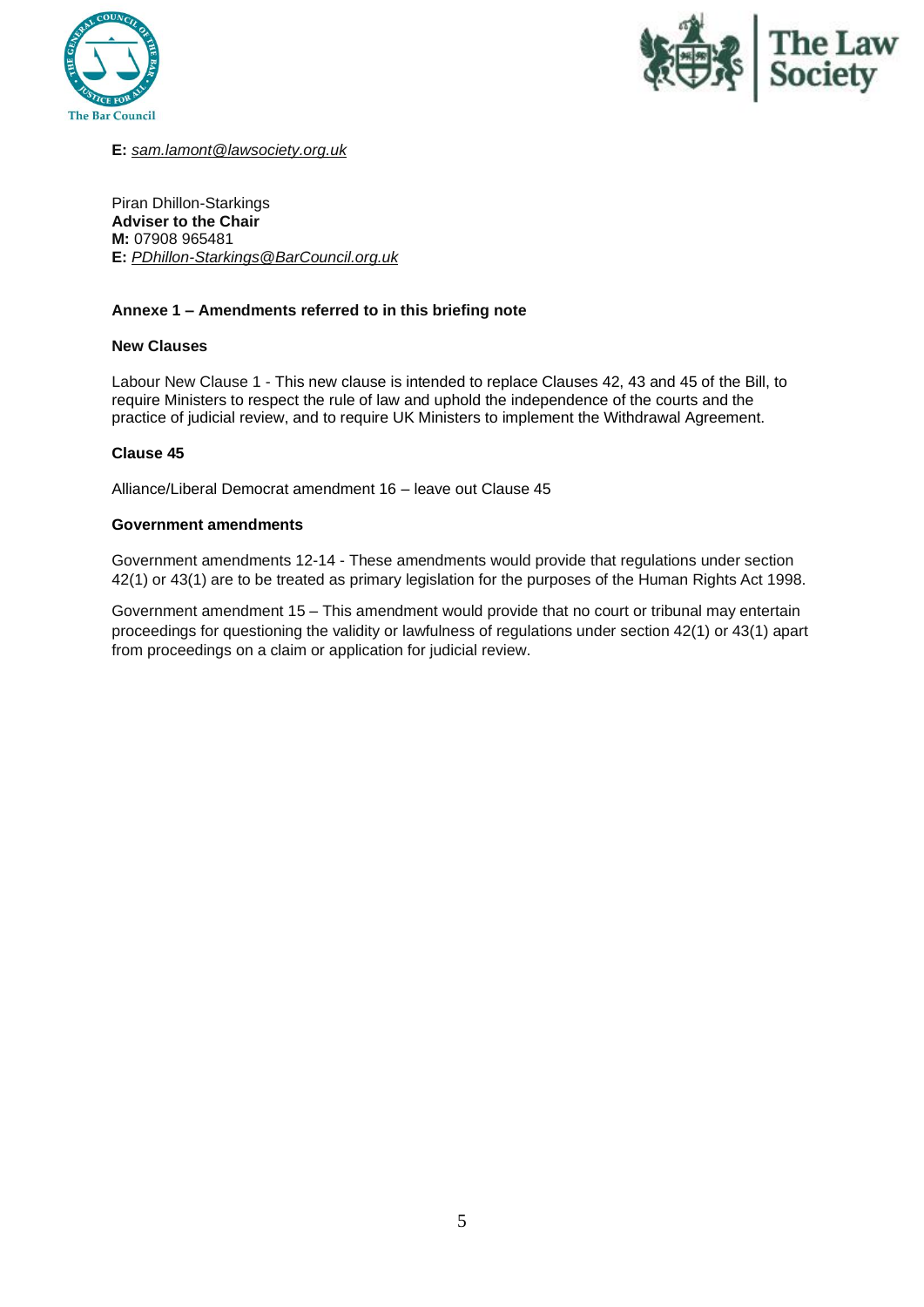**E:** *sam.lamont@lawsociety.org.uk*

Piran Dhillon-Starkings
**Adviser to the Chair**
**M:** 07908 965481
**E:** *PDhillon-Starkings@BarCouncil.org.uk*

**Annexe 1 – Amendments referred to in this briefing note**

**New Clauses**

Labour New Clause 1 - This new clause is intended to replace Clauses 42, 43 and 45 of the Bill, to require Ministers to respect the rule of law and uphold the independence of the courts and the practice of judicial review, and to require UK Ministers to implement the Withdrawal Agreement.

**Clause 45**

Alliance/Liberal Democrat amendment 16 – leave out Clause 45

**Government amendments**

Government amendments 12-14 - These amendments would provide that regulations under section 42(1) or 43(1) are to be treated as primary legislation for the purposes of the Human Rights Act 1998.

Government amendment 15 – This amendment would provide that no court or tribunal may entertain proceedings for questioning the validity or lawfulness of regulations under section 42(1) or 43(1) apart from proceedings on a claim or application for judicial review.